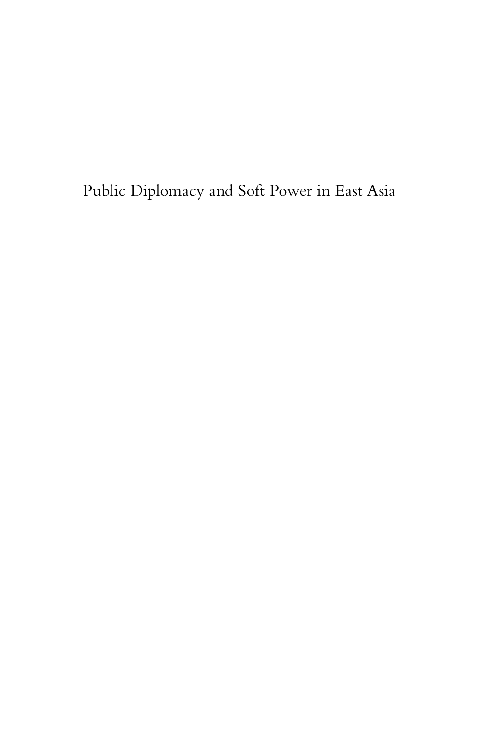# Public Diplomacy and Soft Power in East Asia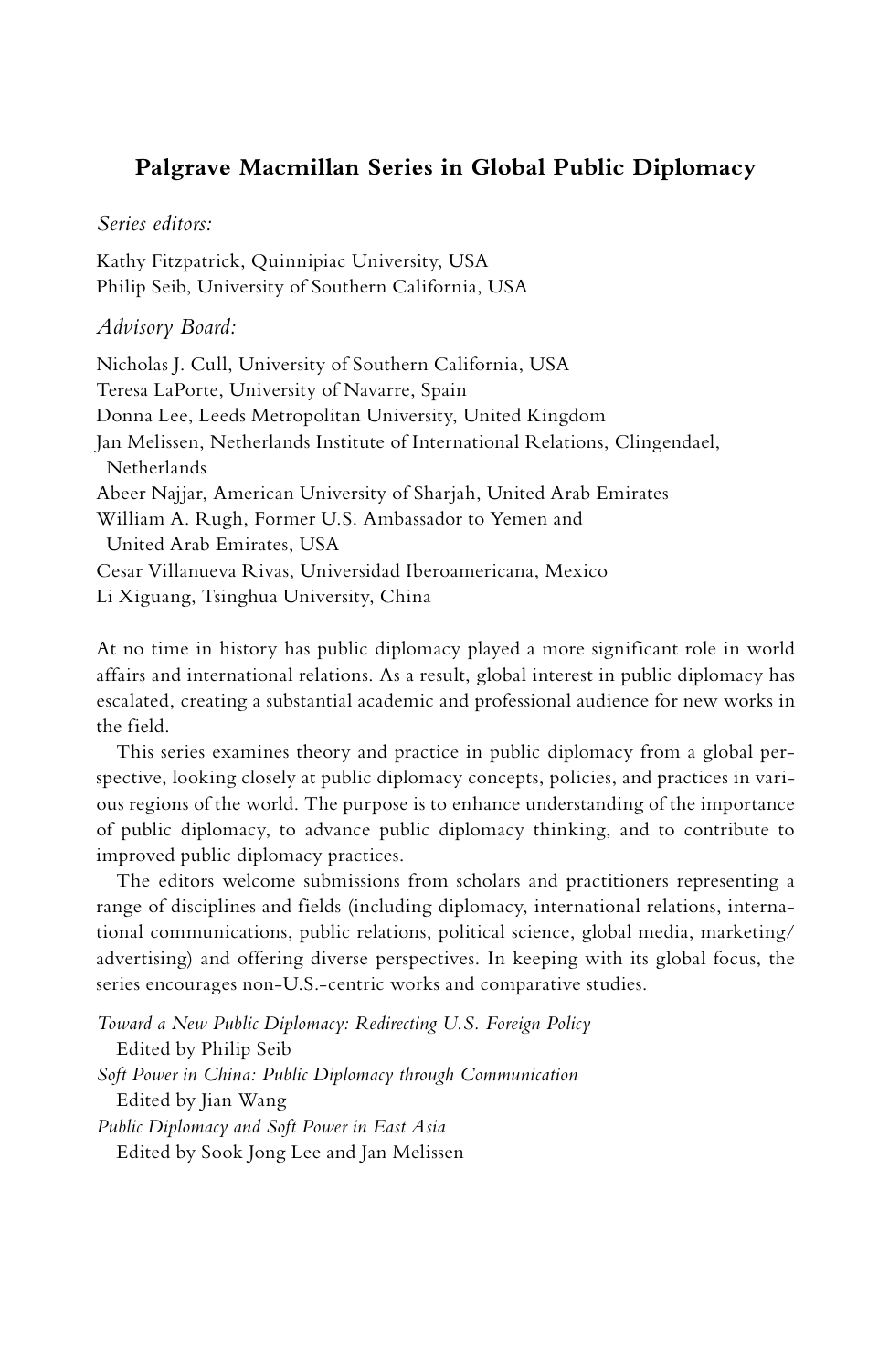# Palgrave Macmillan Series in Global Public Diplomacy

*Series editors:*

Kathy Fitzpatrick, Quinnipiac University, USA
Philip Seib, University of Southern California, USA

*Advisory Board:*

Nicholas J. Cull, University of Southern California, USA
Teresa LaPorte, University of Navarre, Spain
Donna Lee, Leeds Metropolitan University, United Kingdom
Jan Melissen, Netherlands Institute of International Relations, Clingendael, Netherlands
Abeer Najjar, American University of Sharjah, United Arab Emirates
William A. Rugh, Former U.S. Ambassador to Yemen and United Arab Emirates, USA
Cesar Villanueva Rivas, Universidad Iberoamericana, Mexico
Li Xiguang, Tsinghua University, China

At no time in history has public diplomacy played a more significant role in world affairs and international relations. As a result, global interest in public diplomacy has escalated, creating a substantial academic and professional audience for new works in the field.

This series examines theory and practice in public diplomacy from a global perspective, looking closely at public diplomacy concepts, policies, and practices in various regions of the world. The purpose is to enhance understanding of the importance of public diplomacy, to advance public diplomacy thinking, and to contribute to improved public diplomacy practices.

The editors welcome submissions from scholars and practitioners representing a range of disciplines and fields (including diplomacy, international relations, international communications, public relations, political science, global media, marketing/advertising) and offering diverse perspectives. In keeping with its global focus, the series encourages non-U.S.-centric works and comparative studies.

*Toward a New Public Diplomacy: Redirecting U.S. Foreign Policy*
Edited by Philip Seib

*Soft Power in China: Public Diplomacy through Communication*
Edited by Jian Wang

*Public Diplomacy and Soft Power in East Asia*
Edited by Sook Jong Lee and Jan Melissen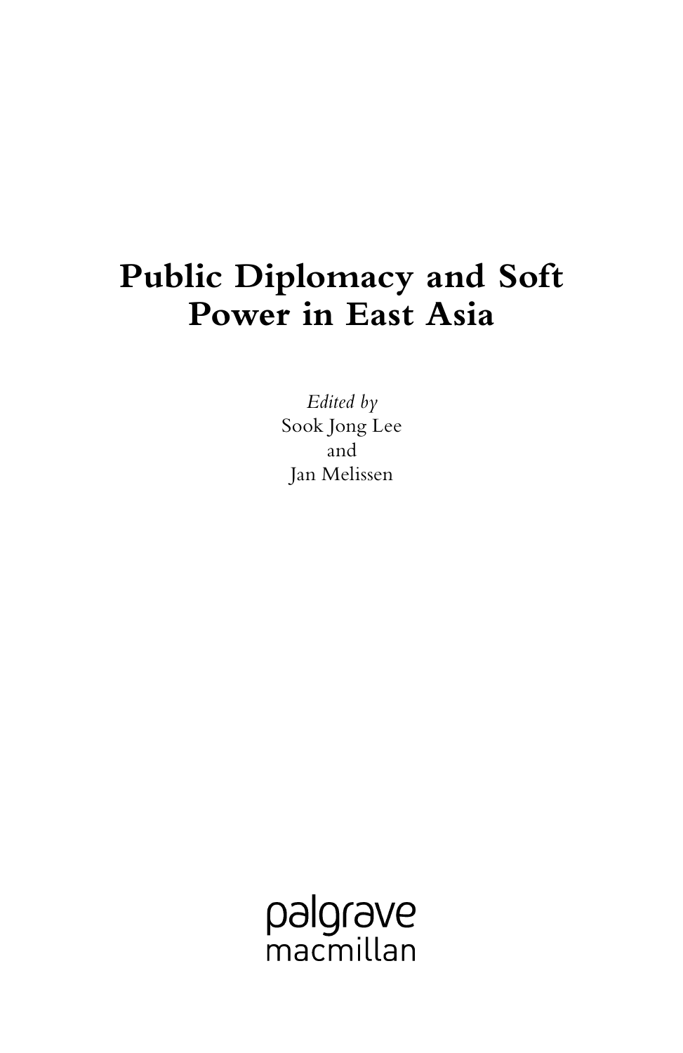# Public Diplomacy and Soft Power in East Asia

*Edited by*
Sook Jong Lee
and
Jan Melissen

palgrave
macmillan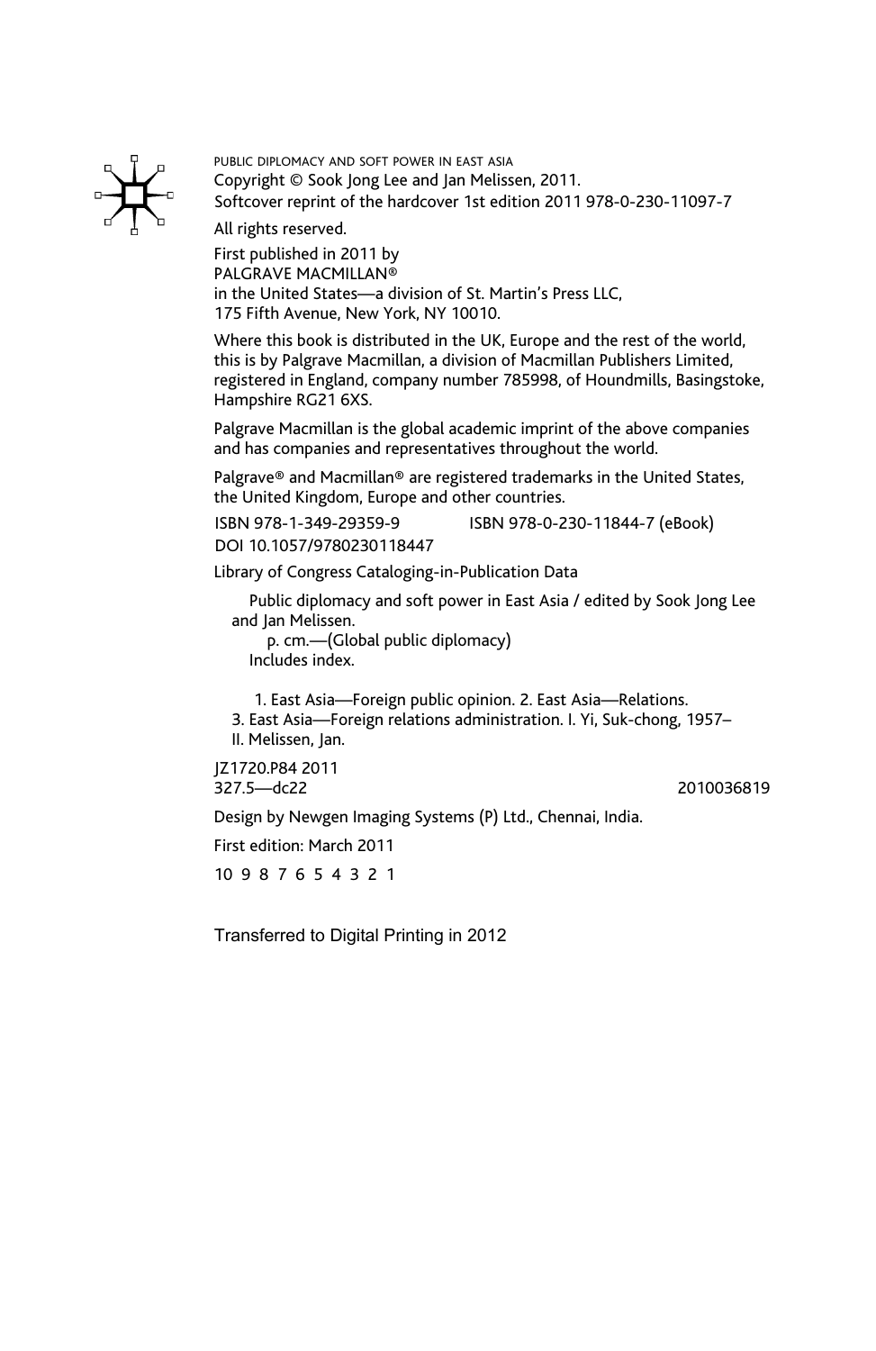PUBLIC DIPLOMACY AND SOFT POWER IN EAST ASIA
Copyright © Sook Jong Lee and Jan Melissen, 2011.
Softcover reprint of the hardcover 1st edition 2011 978-0-230-11097-7

All rights reserved.

First published in 2011 by
PALGRAVE MACMILLAN®
in the United States—a division of St. Martin's Press LLC,
175 Fifth Avenue, New York, NY 10010.

Where this book is distributed in the UK, Europe and the rest of the world, this is by Palgrave Macmillan, a division of Macmillan Publishers Limited, registered in England, company number 785998, of Houndmills, Basingstoke, Hampshire RG21 6XS.

Palgrave Macmillan is the global academic imprint of the above companies and has companies and representatives throughout the world.

Palgrave® and Macmillan® are registered trademarks in the United States, the United Kingdom, Europe and other countries.

ISBN 978-1-349-29359-9 ISBN 978-0-230-11844-7 (eBook)
DOI 10.1057/9780230118447

Library of Congress Cataloging-in-Publication Data

Public diplomacy and soft power in East Asia / edited by Sook Jong Lee and Jan Melissen.
p. cm.—(Global public diplomacy)
Includes index.

1. East Asia—Foreign public opinion. 2. East Asia—Relations.
3. East Asia—Foreign relations administration. I. Yi, Suk-chong, 1957–
II. Melissen, Jan.

JZ1720.P84 2011
327.5—dc22 2010036819

Design by Newgen Imaging Systems (P) Ltd., Chennai, India.

First edition: March 2011

10 9 8 7 6 5 4 3 2 1

Transferred to Digital Printing in 2012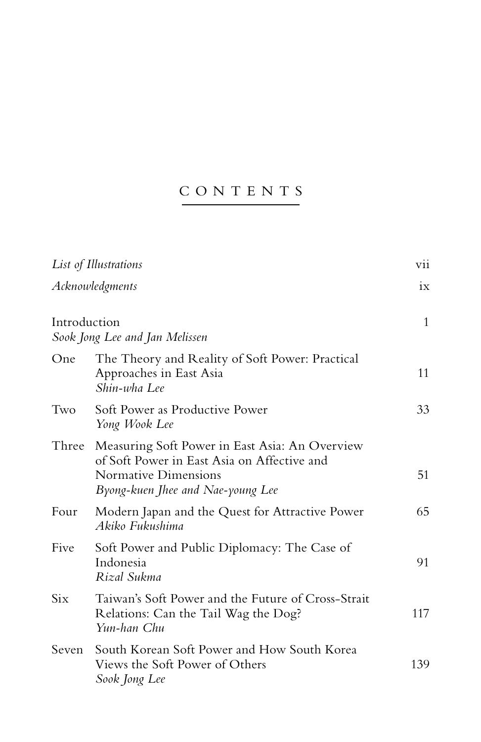# CONTENTS

| | | |
|---|---|---|
| *List of Illustrations* | | vii |
| *Acknowledgments* | | ix |
| Introduction<br>*Sook Jong Lee and Jan Melissen* | | 1 |
| One | The Theory and Reality of Soft Power: Practical Approaches in East Asia<br>*Shin-wha Lee* | 11 |
| Two | Soft Power as Productive Power<br>*Yong Wook Lee* | 33 |
| Three | Measuring Soft Power in East Asia: An Overview of Soft Power in East Asia on Affective and Normative Dimensions<br>*Byong-kuen Jhee and Nae-young Lee* | 51 |
| Four | Modern Japan and the Quest for Attractive Power<br>*Akiko Fukushima* | 65 |
| Five | Soft Power and Public Diplomacy: The Case of Indonesia<br>*Rizal Sukma* | 91 |
| Six | Taiwan's Soft Power and the Future of Cross-Strait Relations: Can the Tail Wag the Dog?<br>*Yun-han Chu* | 117 |
| Seven | South Korean Soft Power and How South Korea Views the Soft Power of Others<br>*Sook Jong Lee* | 139 |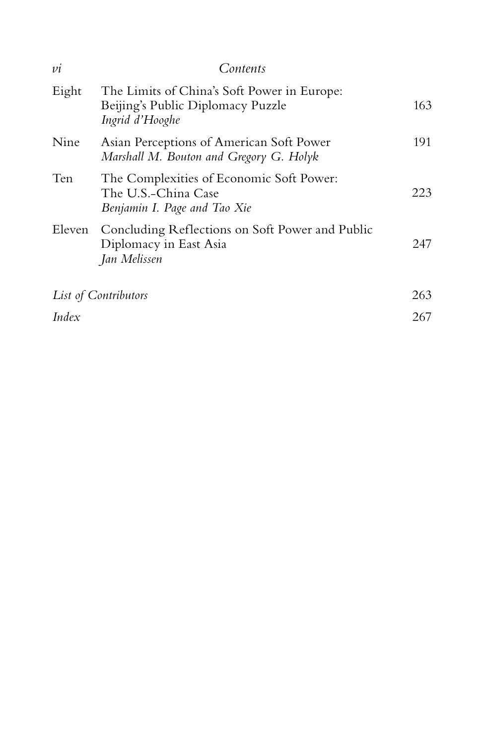| | | |
|---|---|---|
| Eight | The Limits of China's Soft Power in Europe: Beijing's Public Diplomacy Puzzle<br>*Ingrid d'Hooghe* | 163 |
| Nine | Asian Perceptions of American Soft Power<br>*Marshall M. Bouton and Gregory G. Holyk* | 191 |
| Ten | The Complexities of Economic Soft Power: The U.S.-China Case<br>*Benjamin I. Page and Tao Xie* | 223 |
| Eleven | Concluding Reflections on Soft Power and Public Diplomacy in East Asia<br>*Jan Melissen* | 247 |

*List of Contributors* 263

*Index* 267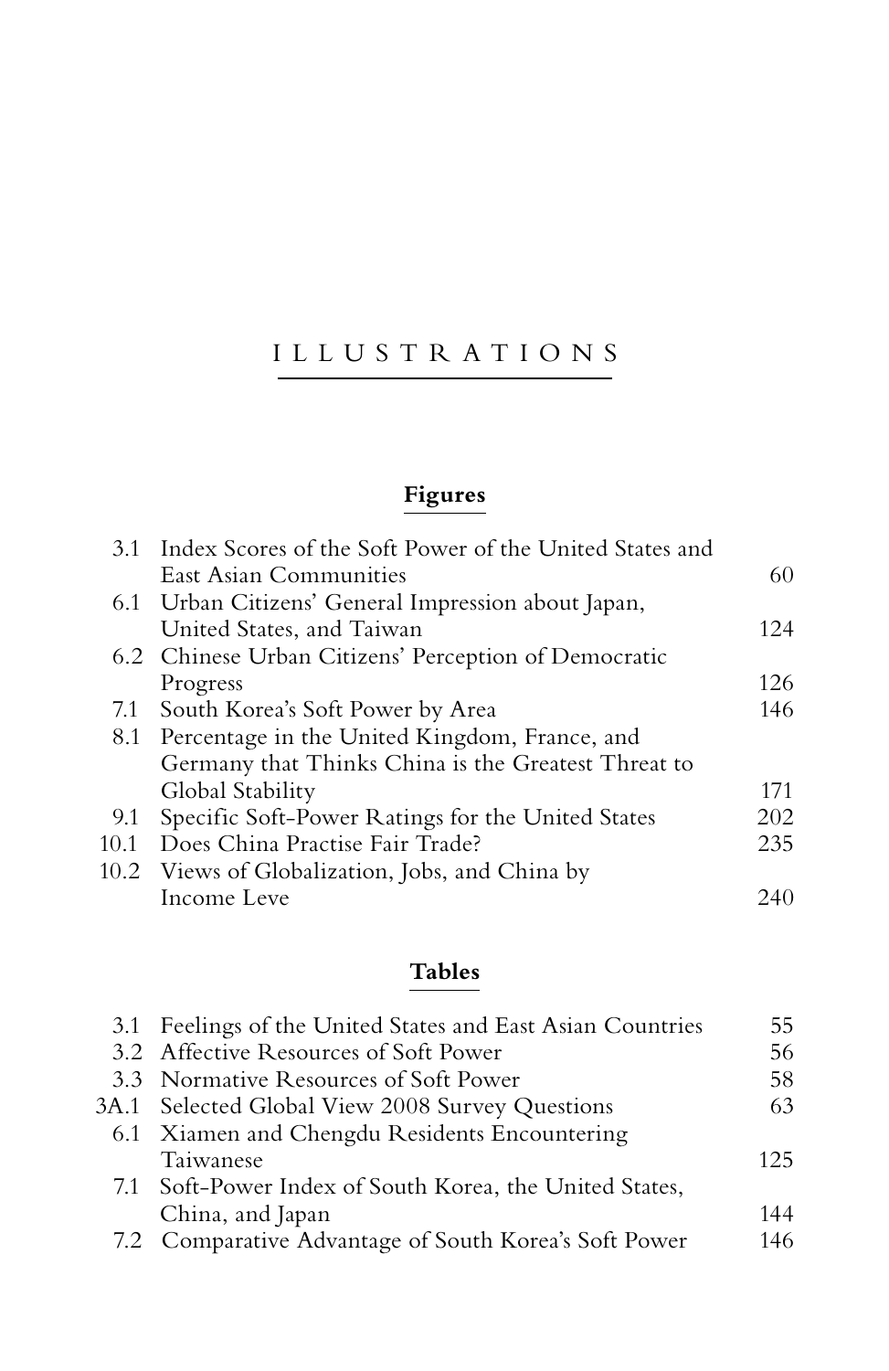# ILLUSTRATIONS

## Figures

| | | |
|---|---|---|
| 3.1 | Index Scores of the Soft Power of the United States and East Asian Communities | 60 |
| 6.1 | Urban Citizens' General Impression about Japan, United States, and Taiwan | 124 |
| 6.2 | Chinese Urban Citizens' Perception of Democratic Progress | 126 |
| 7.1 | South Korea's Soft Power by Area | 146 |
| 8.1 | Percentage in the United Kingdom, France, and Germany that Thinks China is the Greatest Threat to Global Stability | 171 |
| 9.1 | Specific Soft-Power Ratings for the United States | 202 |
| 10.1 | Does China Practise Fair Trade? | 235 |
| 10.2 | Views of Globalization, Jobs, and China by Income Leve | 240 |

## Tables

| | | |
|---|---|---|
| 3.1 | Feelings of the United States and East Asian Countries | 55 |
| 3.2 | Affective Resources of Soft Power | 56 |
| 3.3 | Normative Resources of Soft Power | 58 |
| 3A.1 | Selected Global View 2008 Survey Questions | 63 |
| 6.1 | Xiamen and Chengdu Residents Encountering Taiwanese | 125 |
| 7.1 | Soft-Power Index of South Korea, the United States, China, and Japan | 144 |
| 7.2 | Comparative Advantage of South Korea's Soft Power | 146 |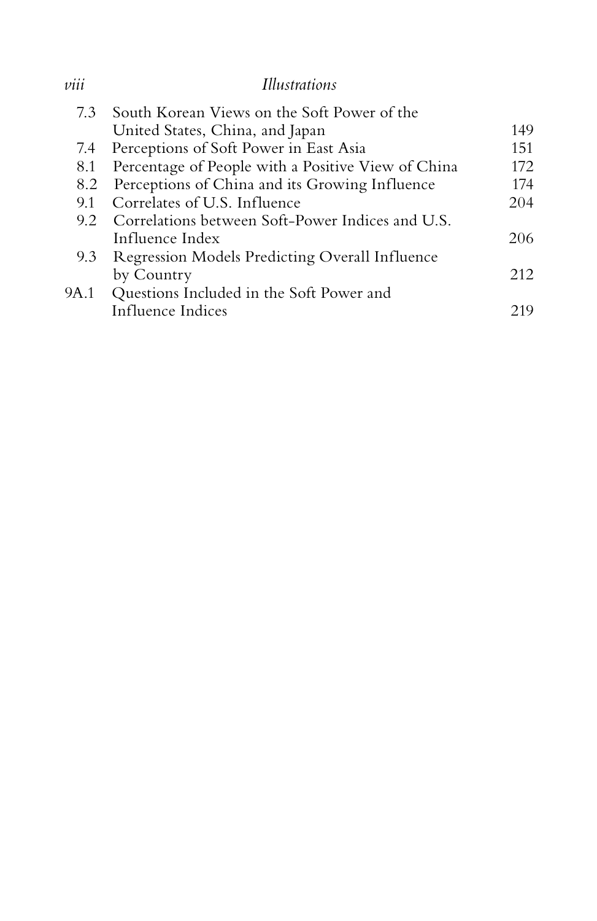| | | |
|---|---|---|
| 7.3 | South Korean Views on the Soft Power of the United States, China, and Japan | 149 |
| 7.4 | Perceptions of Soft Power in East Asia | 151 |
| 8.1 | Percentage of People with a Positive View of China | 172 |
| 8.2 | Perceptions of China and its Growing Influence | 174 |
| 9.1 | Correlates of U.S. Influence | 204 |
| 9.2 | Correlations between Soft-Power Indices and U.S. Influence Index | 206 |
| 9.3 | Regression Models Predicting Overall Influence by Country | 212 |
| 9A.1 | Questions Included in the Soft Power and Influence Indices | 219 |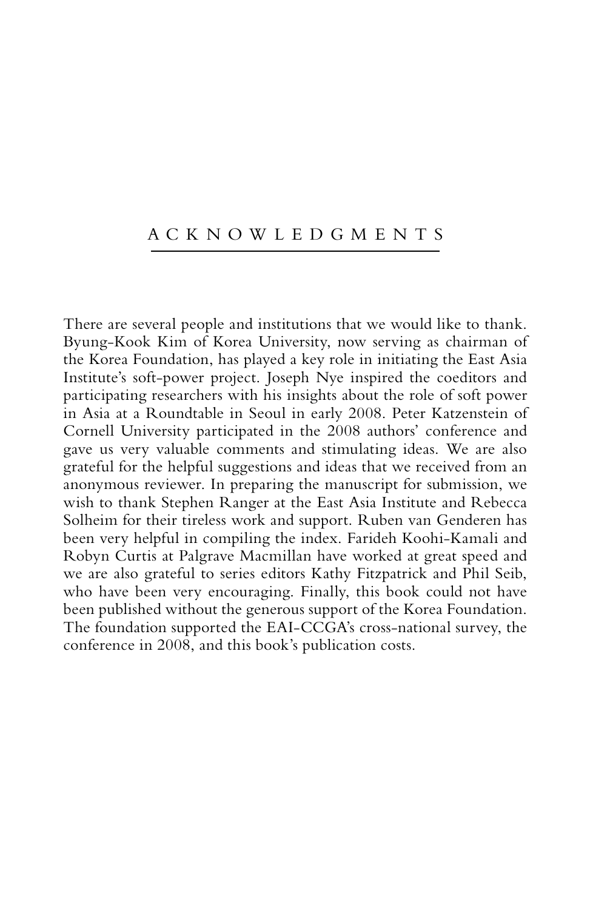# ACKNOWLEDGMENTS

There are several people and institutions that we would like to thank. Byung-Kook Kim of Korea University, now serving as chairman of the Korea Foundation, has played a key role in initiating the East Asia Institute's soft-power project. Joseph Nye inspired the coeditors and participating researchers with his insights about the role of soft power in Asia at a Roundtable in Seoul in early 2008. Peter Katzenstein of Cornell University participated in the 2008 authors' conference and gave us very valuable comments and stimulating ideas. We are also grateful for the helpful suggestions and ideas that we received from an anonymous reviewer. In preparing the manuscript for submission, we wish to thank Stephen Ranger at the East Asia Institute and Rebecca Solheim for their tireless work and support. Ruben van Genderen has been very helpful in compiling the index. Farideh Koohi-Kamali and Robyn Curtis at Palgrave Macmillan have worked at great speed and we are also grateful to series editors Kathy Fitzpatrick and Phil Seib, who have been very encouraging. Finally, this book could not have been published without the generous support of the Korea Foundation. The foundation supported the EAI-CCGA's cross-national survey, the conference in 2008, and this book's publication costs.